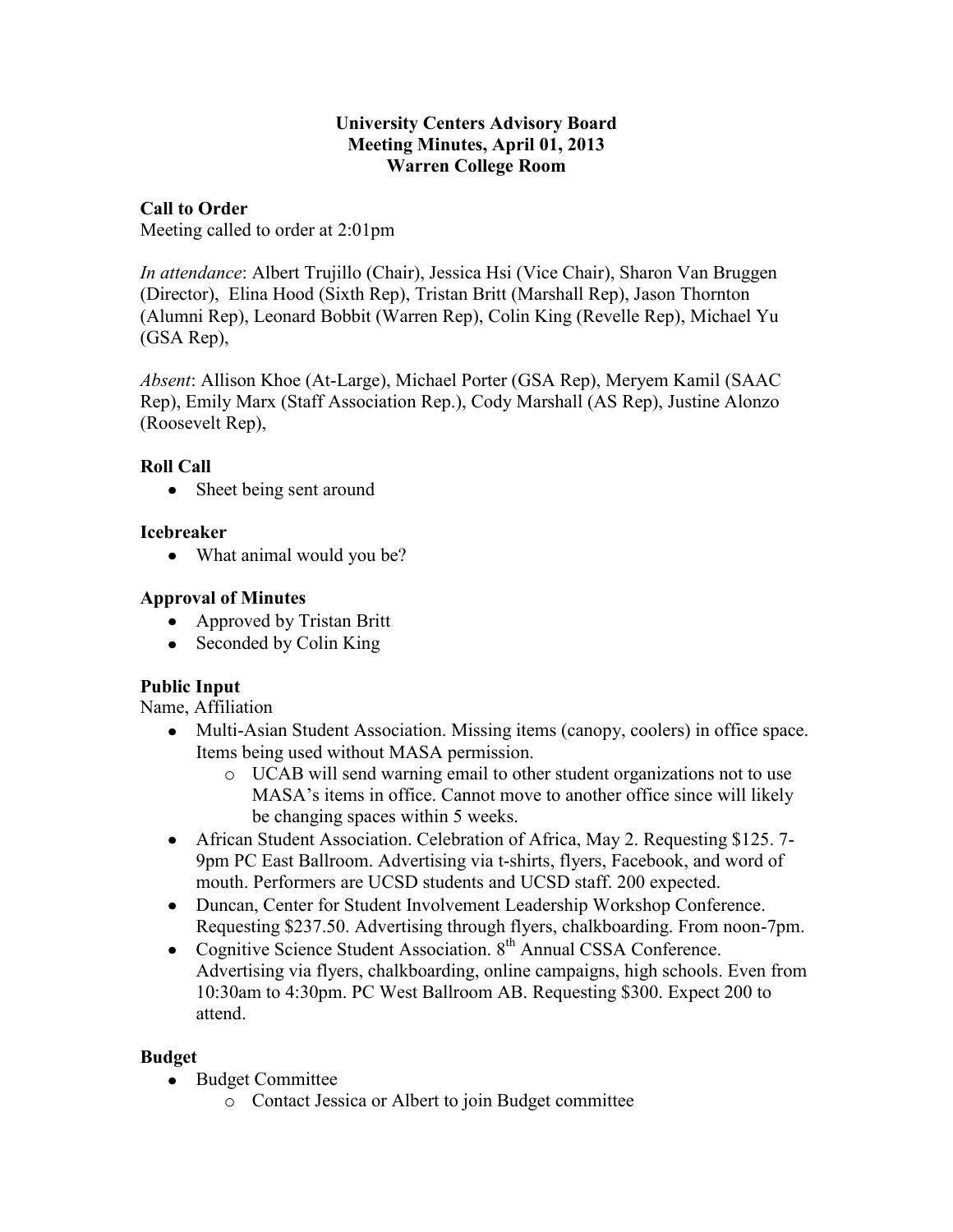**University Centers Advisory Board**
**Meeting Minutes, April 01, 2013**
**Warren College Room**

## Call to Order

Meeting called to order at 2:01pm

*In attendance*: Albert Trujillo (Chair), Jessica Hsi (Vice Chair), Sharon Van Bruggen (Director), Elina Hood (Sixth Rep), Tristan Britt (Marshall Rep), Jason Thornton (Alumni Rep), Leonard Bobbit (Warren Rep), Colin King (Revelle Rep), Michael Yu (GSA Rep),

*Absent*: Allison Khoe (At-Large), Michael Porter (GSA Rep), Meryem Kamil (SAAC Rep), Emily Marx (Staff Association Rep.), Cody Marshall (AS Rep), Justine Alonzo (Roosevelt Rep),

## Roll Call

- Sheet being sent around

## Icebreaker

- What animal would you be?

## Approval of Minutes

- Approved by Tristan Britt
- Seconded by Colin King

## Public Input

Name, Affiliation

- Multi-Asian Student Association. Missing items (canopy, coolers) in office space. Items being used without MASA permission.
  - UCAB will send warning email to other student organizations not to use MASA's items in office. Cannot move to another office since will likely be changing spaces within 5 weeks.
- African Student Association. Celebration of Africa, May 2. Requesting $125. 7-9pm PC East Ballroom. Advertising via t-shirts, flyers, Facebook, and word of mouth. Performers are UCSD students and UCSD staff. 200 expected.
- Duncan, Center for Student Involvement Leadership Workshop Conference. Requesting $237.50. Advertising through flyers, chalkboarding. From noon-7pm.
- Cognitive Science Student Association. 8th Annual CSSA Conference. Advertising via flyers, chalkboarding, online campaigns, high schools. Even from 10:30am to 4:30pm. PC West Ballroom AB. Requesting $300. Expect 200 to attend.

## Budget

- Budget Committee
  - Contact Jessica or Albert to join Budget committee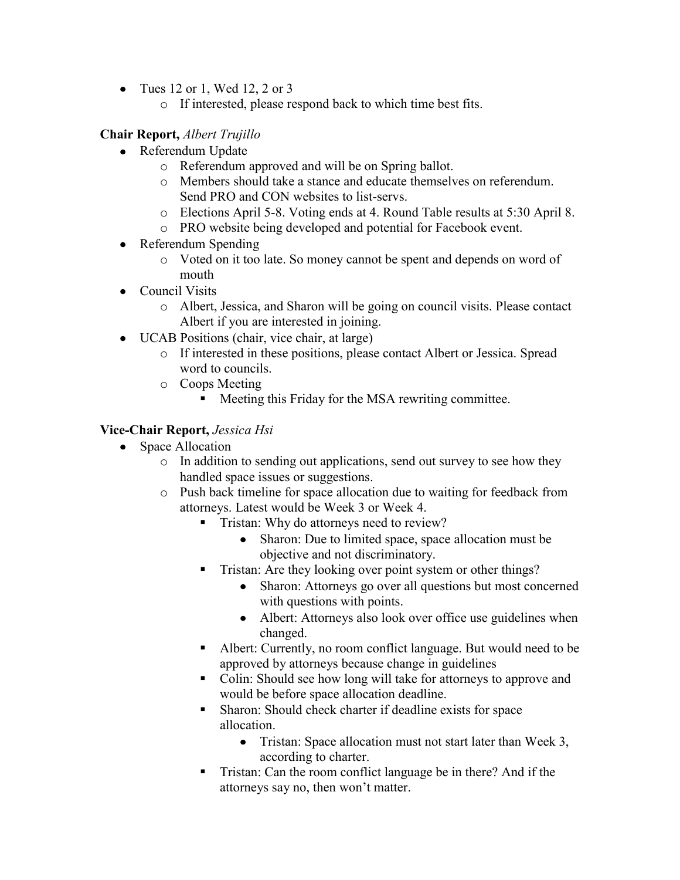- Tues 12 or 1, Wed 12, 2 or 3
    - If interested, please respond back to which time best fits.

**Chair Report,** *Albert Trujillo*

- Referendum Update
    - Referendum approved and will be on Spring ballot.
    - Members should take a stance and educate themselves on referendum. Send PRO and CON websites to list-servs.
    - Elections April 5-8. Voting ends at 4. Round Table results at 5:30 April 8.
    - PRO website being developed and potential for Facebook event.
- Referendum Spending
    - Voted on it too late. So money cannot be spent and depends on word of mouth
- Council Visits
    - Albert, Jessica, and Sharon will be going on council visits. Please contact Albert if you are interested in joining.
- UCAB Positions (chair, vice chair, at large)
    - If interested in these positions, please contact Albert or Jessica. Spread word to councils.
    - Coops Meeting
        - Meeting this Friday for the MSA rewriting committee.

**Vice-Chair Report,** *Jessica Hsi*

- Space Allocation
    - In addition to sending out applications, send out survey to see how they handled space issues or suggestions.
    - Push back timeline for space allocation due to waiting for feedback from attorneys. Latest would be Week 3 or Week 4.
        - Tristan: Why do attorneys need to review?
            - Sharon: Due to limited space, space allocation must be objective and not discriminatory.
        - Tristan: Are they looking over point system or other things?
            - Sharon: Attorneys go over all questions but most concerned with questions with points.
            - Albert: Attorneys also look over office use guidelines when changed.
        - Albert: Currently, no room conflict language. But would need to be approved by attorneys because change in guidelines
        - Colin: Should see how long will take for attorneys to approve and would be before space allocation deadline.
        - Sharon: Should check charter if deadline exists for space allocation.
            - Tristan: Space allocation must not start later than Week 3, according to charter.
        - Tristan: Can the room conflict language be in there? And if the attorneys say no, then won't matter.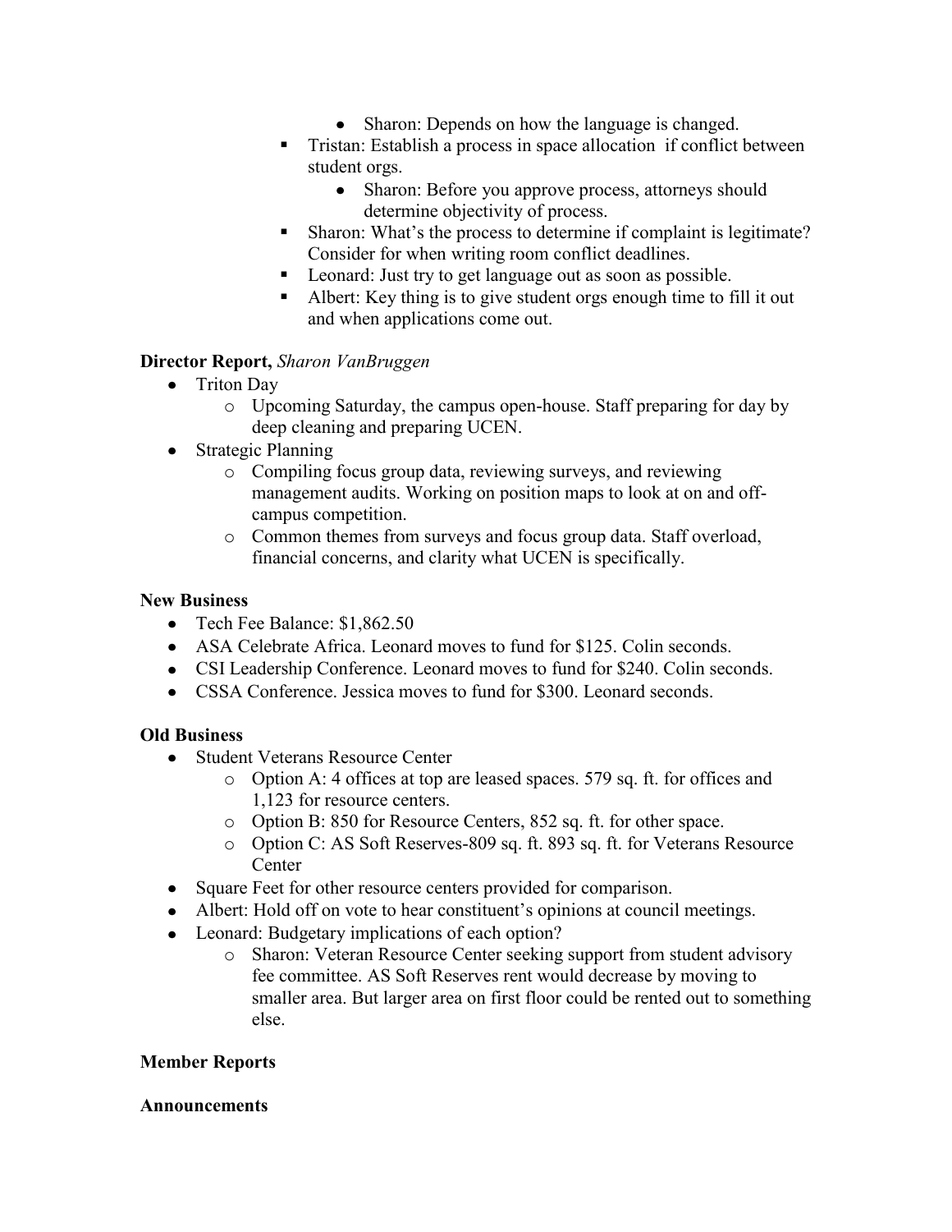- Sharon: Depends on how the language is changed.
    - Tristan: Establish a process in space allocation if conflict between student orgs.
        - Sharon: Before you approve process, attorneys should determine objectivity of process.
    - Sharon: What's the process to determine if complaint is legitimate? Consider for when writing room conflict deadlines.
    - Leonard: Just try to get language out as soon as possible.
    - Albert: Key thing is to give student orgs enough time to fill it out and when applications come out.

**Director Report,** *Sharon VanBruggen*

- Triton Day
    - Upcoming Saturday, the campus open-house. Staff preparing for day by deep cleaning and preparing UCEN.
- Strategic Planning
    - Compiling focus group data, reviewing surveys, and reviewing management audits. Working on position maps to look at on and off-campus competition.
    - Common themes from surveys and focus group data. Staff overload, financial concerns, and clarity what UCEN is specifically.

**New Business**

- Tech Fee Balance: $1,862.50
- ASA Celebrate Africa. Leonard moves to fund for $125. Colin seconds.
- CSI Leadership Conference. Leonard moves to fund for $240. Colin seconds.
- CSSA Conference. Jessica moves to fund for $300. Leonard seconds.

**Old Business**

- Student Veterans Resource Center
    - Option A: 4 offices at top are leased spaces. 579 sq. ft. for offices and 1,123 for resource centers.
    - Option B: 850 for Resource Centers, 852 sq. ft. for other space.
    - Option C: AS Soft Reserves-809 sq. ft. 893 sq. ft. for Veterans Resource Center
- Square Feet for other resource centers provided for comparison.
- Albert: Hold off on vote to hear constituent's opinions at council meetings.
- Leonard: Budgetary implications of each option?
    - Sharon: Veteran Resource Center seeking support from student advisory fee committee. AS Soft Reserves rent would decrease by moving to smaller area. But larger area on first floor could be rented out to something else.

**Member Reports**

**Announcements**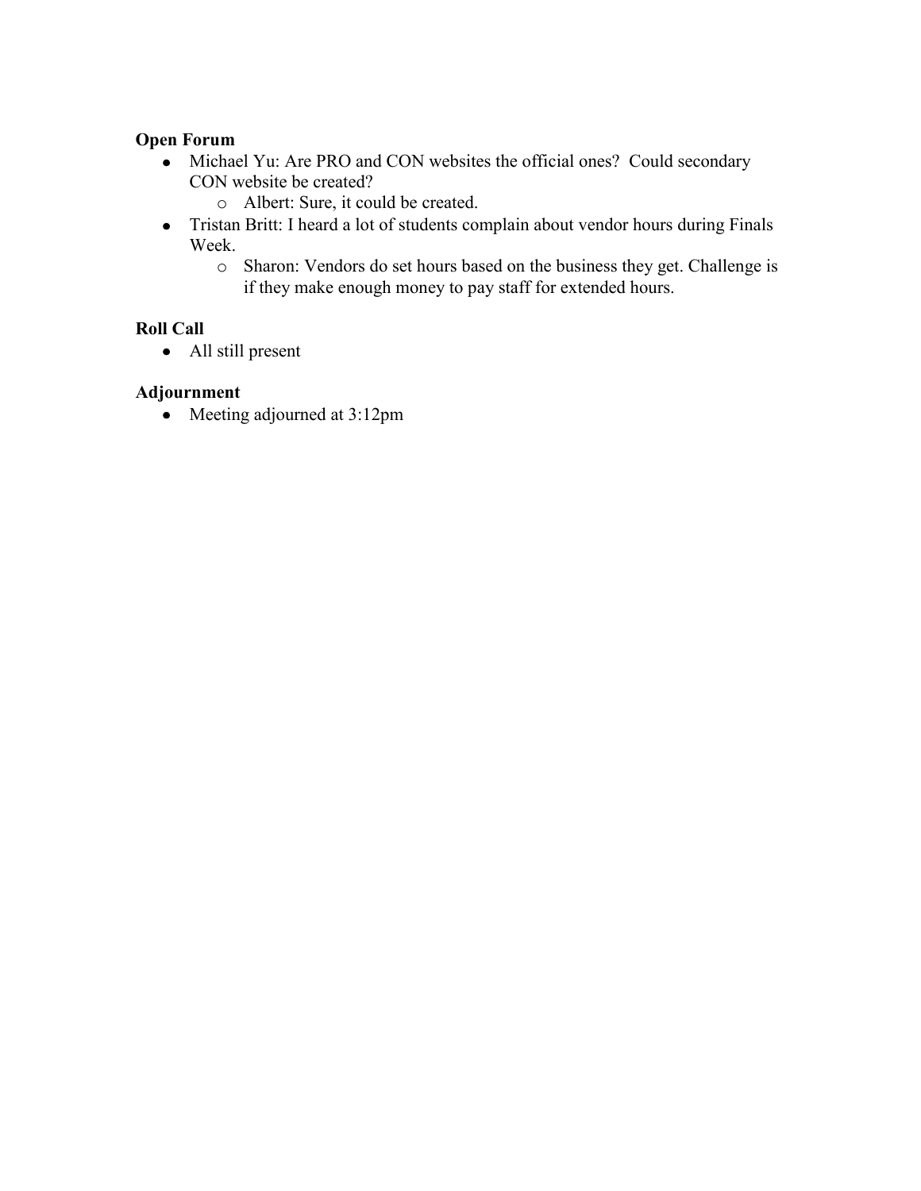**Open Forum**

- Michael Yu: Are PRO and CON websites the official ones?  Could secondary CON website be created?
    - Albert: Sure, it could be created.
- Tristan Britt: I heard a lot of students complain about vendor hours during Finals Week.
    - Sharon: Vendors do set hours based on the business they get. Challenge is if they make enough money to pay staff for extended hours.

**Roll Call**

- All still present

**Adjournment**

- Meeting adjourned at 3:12pm